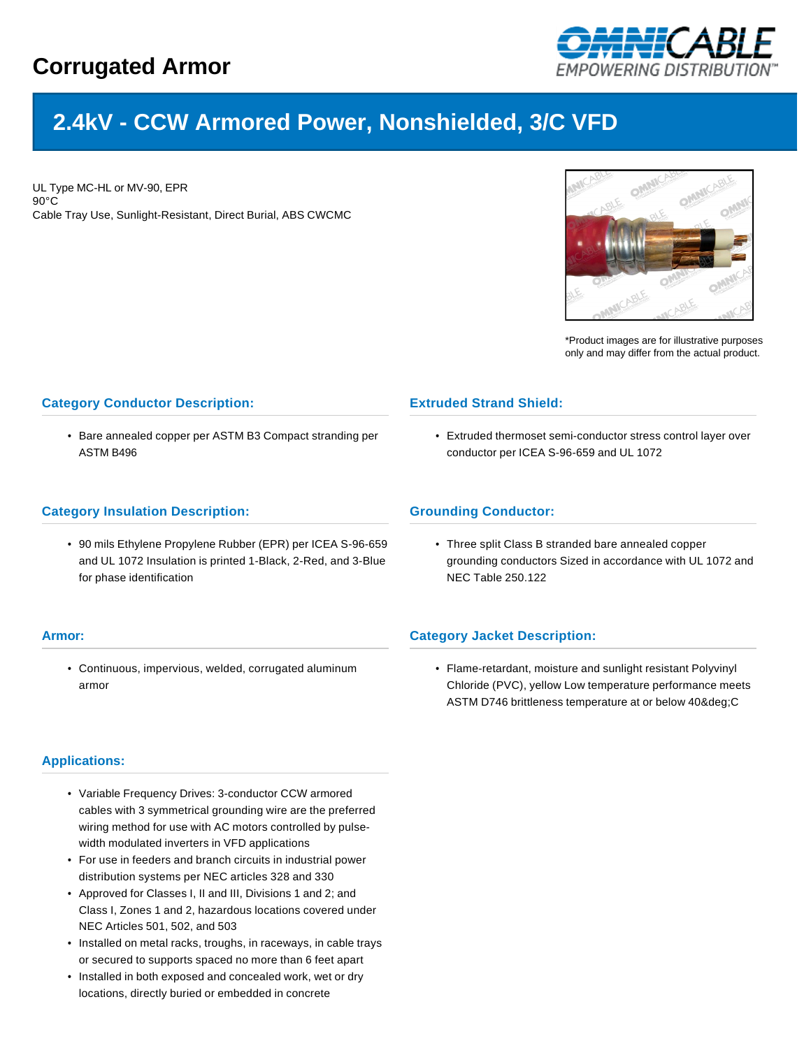# Corrugated Armor

OMNICABLE
EMPOWERING DISTRIBUTION™

## 2.4kV - CCW Armored Power, Nonshielded, 3/C VFD

UL Type MC-HL or MV-90, EPR
90°C
Cable Tray Use, Sunlight-Resistant, Direct Burial, ABS CWCMC

*Product images are for illustrative purposes only and may differ from the actual product.

### Category Conductor Description:

- Bare annealed copper per ASTM B3 Compact stranding per ASTM B496

### Extruded Strand Shield:

- Extruded thermoset semi-conductor stress control layer over conductor per ICEA S-96-659 and UL 1072

### Category Insulation Description:

- 90 mils Ethylene Propylene Rubber (EPR) per ICEA S-96-659 and UL 1072 Insulation is printed 1-Black, 2-Red, and 3-Blue for phase identification

### Grounding Conductor:

- Three split Class B stranded bare annealed copper grounding conductors Sized in accordance with UL 1072 and NEC Table 250.122

### Armor:

- Continuous, impervious, welded, corrugated aluminum armor

### Category Jacket Description:

- Flame-retardant, moisture and sunlight resistant Polyvinyl Chloride (PVC), yellow Low temperature performance meets ASTM D746 brittleness temperature at or below 40&deg;C

### Applications:

- Variable Frequency Drives: 3-conductor CCW armored cables with 3 symmetrical grounding wire are the preferred wiring method for use with AC motors controlled by pulse-width modulated inverters in VFD applications
- For use in feeders and branch circuits in industrial power distribution systems per NEC articles 328 and 330
- Approved for Classes I, II and III, Divisions 1 and 2; and Class I, Zones 1 and 2, hazardous locations covered under NEC Articles 501, 502, and 503
- Installed on metal racks, troughs, in raceways, in cable trays or secured to supports spaced no more than 6 feet apart
- Installed in both exposed and concealed work, wet or dry locations, directly buried or embedded in concrete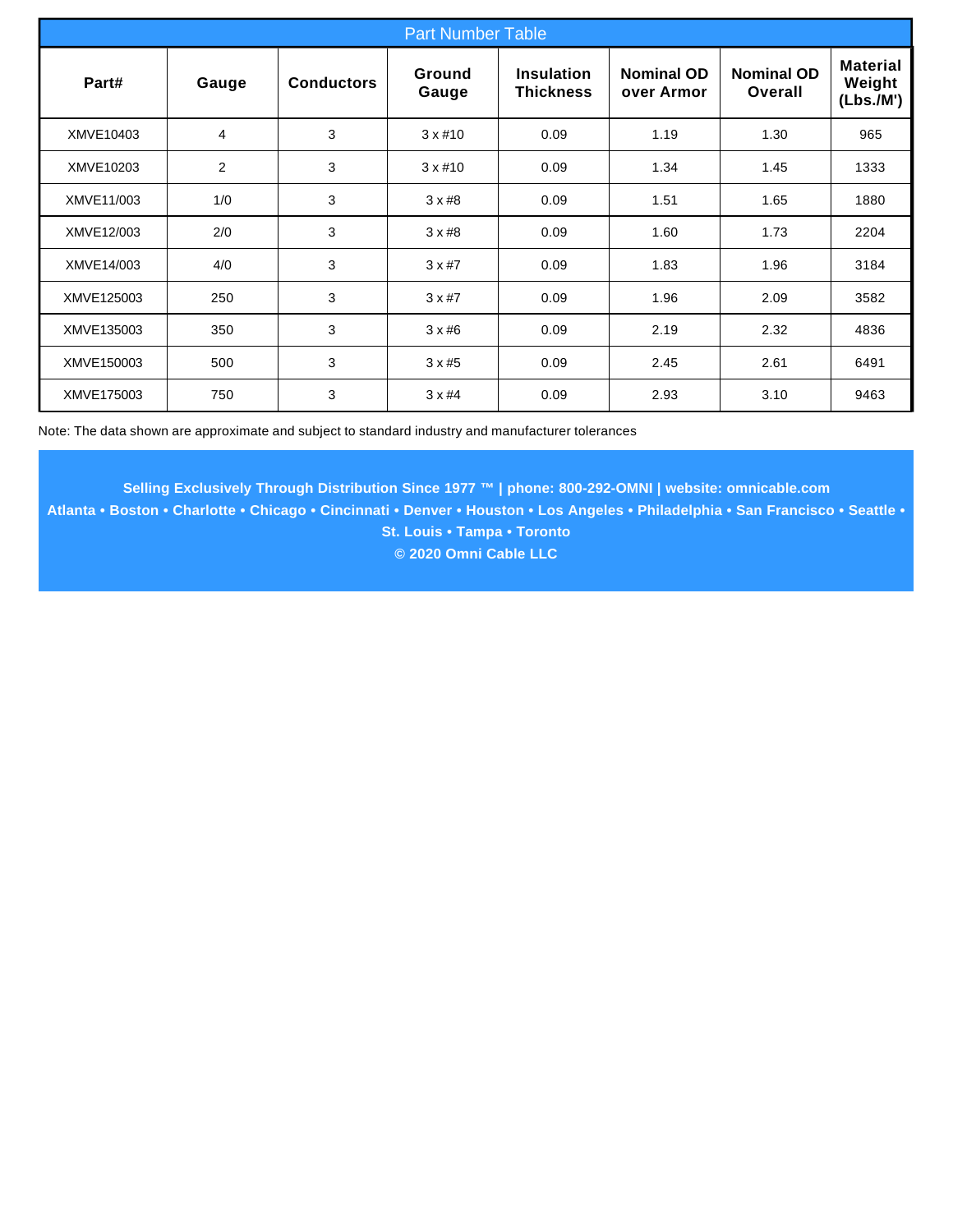## Part Number Table

| Part# | Gauge | Conductors | Ground Gauge | Insulation Thickness | Nominal OD over Armor | Nominal OD Overall | Material Weight (Lbs./M') |
|---|---|---|---|---|---|---|---|
| XMVE10403 | 4 | 3 | 3 x #10 | 0.09 | 1.19 | 1.30 | 965 |
| XMVE10203 | 2 | 3 | 3 x #10 | 0.09 | 1.34 | 1.45 | 1333 |
| XMVE11/003 | 1/0 | 3 | 3 x #8 | 0.09 | 1.51 | 1.65 | 1880 |
| XMVE12/003 | 2/0 | 3 | 3 x #8 | 0.09 | 1.60 | 1.73 | 2204 |
| XMVE14/003 | 4/0 | 3 | 3 x #7 | 0.09 | 1.83 | 1.96 | 3184 |
| XMVE125003 | 250 | 3 | 3 x #7 | 0.09 | 1.96 | 2.09 | 3582 |
| XMVE135003 | 350 | 3 | 3 x #6 | 0.09 | 2.19 | 2.32 | 4836 |
| XMVE150003 | 500 | 3 | 3 x #5 | 0.09 | 2.45 | 2.61 | 6491 |
| XMVE175003 | 750 | 3 | 3 x #4 | 0.09 | 2.93 | 3.10 | 9463 |

Note: The data shown are approximate and subject to standard industry and manufacturer tolerances

**Selling Exclusively Through Distribution Since 1977 ™ | phone: 800-292-OMNI | website: omnicable.com**
**Atlanta • Boston • Charlotte • Chicago • Cincinnati • Denver • Houston • Los Angeles • Philadelphia • San Francisco • Seattle • St. Louis • Tampa • Toronto**
**© 2020 Omni Cable LLC**